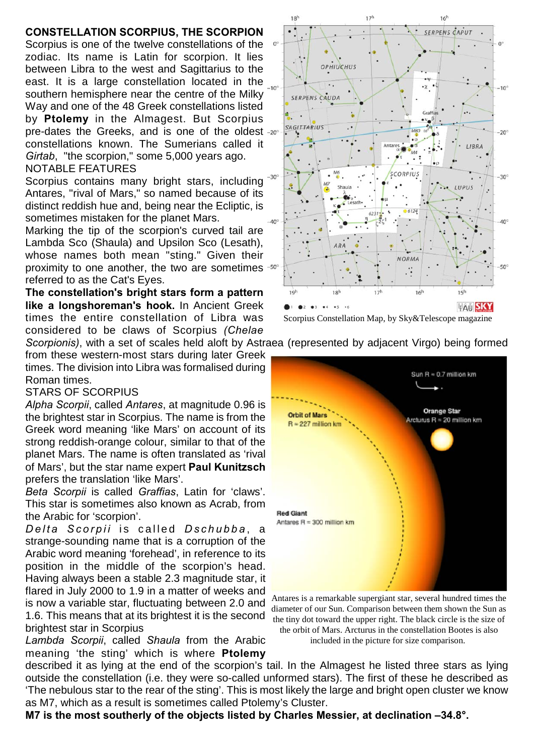## CONSTELLATION SCORPIUS, THE SCORPION

Scorpius is one of the twelve constellations of the zodiac. Its name is Latin for scorpion. It lies between Libra to the west and Sagittarius to the east. It is a large constellation located in the southern hemisphere near the centre of the Milky Way and one of the 48 Greek constellations listed by **Ptolemy** in the Almagest. But Scorpius pre-dates the Greeks, and is one of the oldest constellations known. The Sumerians called it *Girtab*, "the scorpion," some 5,000 years ago.

NOTABLE FEATURES

Scorpius contains many bright stars, including Antares, "rival of Mars," so named because of its distinct reddish hue and, being near the Ecliptic, is sometimes mistaken for the planet Mars.

Marking the tip of the scorpion's curved tail are Lambda Sco (Shaula) and Upsilon Sco (Lesath), whose names both mean "sting." Given their proximity to one another, the two are sometimes referred to as the Cat's Eyes.

**The constellation's bright stars form a pattern like a longshoreman's hook.** In Ancient Greek times the entire constellation of Libra was considered to be claws of Scorpius *(Chelae Scorpionis)*, with a set of scales held aloft by Astraea (represented by adjacent Virgo) being formed from these western-most stars during later Greek times. The division into Libra was formalised during Roman times.

Scorpius Constellation Map, by Sky&Telescope magazine

STARS OF SCORPIUS

*Alpha Scorpii*, called *Antares*, at magnitude 0.96 is the brightest star in Scorpius. The name is from the Greek word meaning 'like Mars' on account of its strong reddish-orange colour, similar to that of the planet Mars. The name is often translated as 'rival of Mars', but the star name expert **Paul Kunitzsch** prefers the translation 'like Mars'.

*Beta Scorpii* is called *Graffias*, Latin for 'claws'. This star is sometimes also known as Acrab, from the Arabic for 'scorpion'.

*Delta Scorpii* is called *Dschubba*, a strange-sounding name that is a corruption of the Arabic word meaning 'forehead', in reference to its position in the middle of the scorpion's head. Having always been a stable 2.3 magnitude star, it flared in July 2000 to 1.9 in a matter of weeks and is now a variable star, fluctuating between 2.0 and 1.6. This means that at its brightest it is the second brightest star in Scorpius

Antares is a remarkable supergiant star, several hundred times the diameter of our Sun. Comparison between them shown the Sun as the tiny dot toward the upper right. The black circle is the size of the orbit of Mars. Arcturus in the constellation Bootes is also included in the picture for size comparison.

*Lambda Scorpii*, called *Shaula* from the Arabic meaning 'the sting' which is where **Ptolemy** described it as lying at the end of the scorpion's tail. In the Almagest he listed three stars as lying outside the constellation (i.e. they were so-called unformed stars). The first of these he described as 'The nebulous star to the rear of the sting'. This is most likely the large and bright open cluster we know as M7, which as a result is sometimes called Ptolemy's Cluster.

**M7 is the most southerly of the objects listed by Charles Messier, at declination –34.8°.**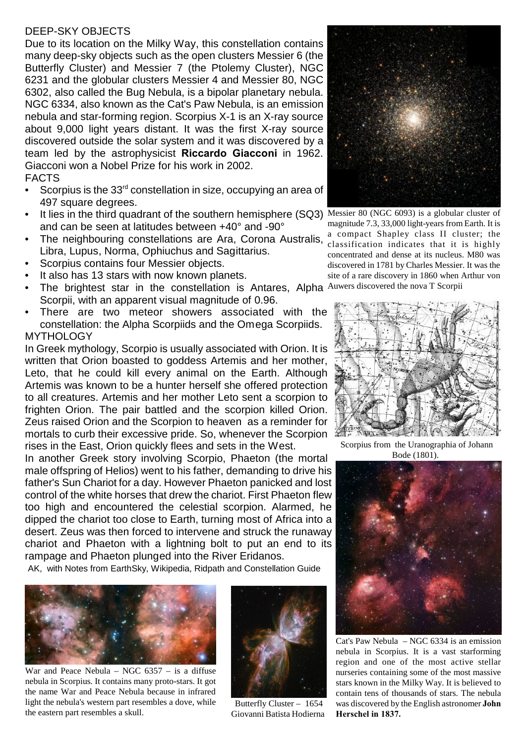## DEEP-SKY OBJECTS

Due to its location on the Milky Way, this constellation contains many deep-sky objects such as the open clusters Messier 6 (the Butterfly Cluster) and Messier 7 (the Ptolemy Cluster), NGC 6231 and the globular clusters Messier 4 and Messier 80, NGC 6302, also called the Bug Nebula, is a bipolar planetary nebula. NGC 6334, also known as the Cat's Paw Nebula, is an emission nebula and star-forming region. Scorpius X-1 is an X-ray source about 9,000 light years distant. It was the first X-ray source discovered outside the solar system and it was discovered by a team led by the astrophysicist **Riccardo Giacconi** in 1962. Giacconi won a Nobel Prize for his work in 2002.

## FACTS

- Scorpius is the 33[rd] constellation in size, occupying an area of 497 square degrees.
- It lies in the third quadrant of the southern hemisphere (SQ3) and can be seen at latitudes between +40° and -90°
- The neighbouring constellations are Ara, Corona Australis, Libra, Lupus, Norma, Ophiuchus and Sagittarius.
- Scorpius contains four Messier objects.
- It also has 13 stars with now known planets.
- The brightest star in the constellation is Antares, Alpha Scorpii, with an apparent visual magnitude of 0.96.
- There are two meteor showers associated with the constellation: the Alpha Scorpiids and the Omega Scorpiids.

## MYTHOLOGY

In Greek mythology, Scorpio is usually associated with Orion. It is written that Orion boasted to goddess Artemis and her mother, Leto, that he could kill every animal on the Earth. Although Artemis was known to be a hunter herself she offered protection to all creatures. Artemis and her mother Leto sent a scorpion to frighten Orion. The pair battled and the scorpion killed Orion. Zeus raised Orion and the Scorpion to heaven as a reminder for mortals to curb their excessive pride. So, whenever the Scorpion rises in the East, Orion quickly flees and sets in the West.

In another Greek story involving Scorpio, Phaeton (the mortal male offspring of Helios) went to his father, demanding to drive his father's Sun Chariot for a day. However Phaeton panicked and lost control of the white horses that drew the chariot. First Phaeton flew too high and encountered the celestial scorpion. Alarmed, he dipped the chariot too close to Earth, turning most of Africa into a desert. Zeus was then forced to intervene and struck the runaway chariot and Phaeton with a lightning bolt to put an end to its rampage and Phaeton plunged into the River Eridanos.

AK, with Notes from EarthSky, Wikipedia, Ridpath and Constellation Guide

Messier 80 (NGC 6093) is a globular cluster of magnitude 7.3, 33,000 light-years from Earth. It is a compact Shapley class II cluster; the classification indicates that it is highly concentrated and dense at its nucleus. M80 was discovered in 1781 by Charles Messier. It was the site of a rare discovery in 1860 when Arthur von Auwers discovered the nova T Scorpii

Scorpius from the Uranographia of Johann Bode (1801).

Cat's Paw Nebula – NGC 6334 is an emission nebula in Scorpius. It is a vast starforming region and one of the most active stellar nurseries containing some of the most massive stars known in the Milky Way. It is believed to contain tens of thousands of stars. The nebula was discovered by the English astronomer **John Herschel in 1837.**

War and Peace Nebula – NGC 6357 – is a diffuse nebula in Scorpius. It contains many proto-stars. It got the name War and Peace Nebula because in infrared light the nebula's western part resembles a dove, while the eastern part resembles a skull.

Butterfly Cluster – 1654 Giovanni Batista Hodierna